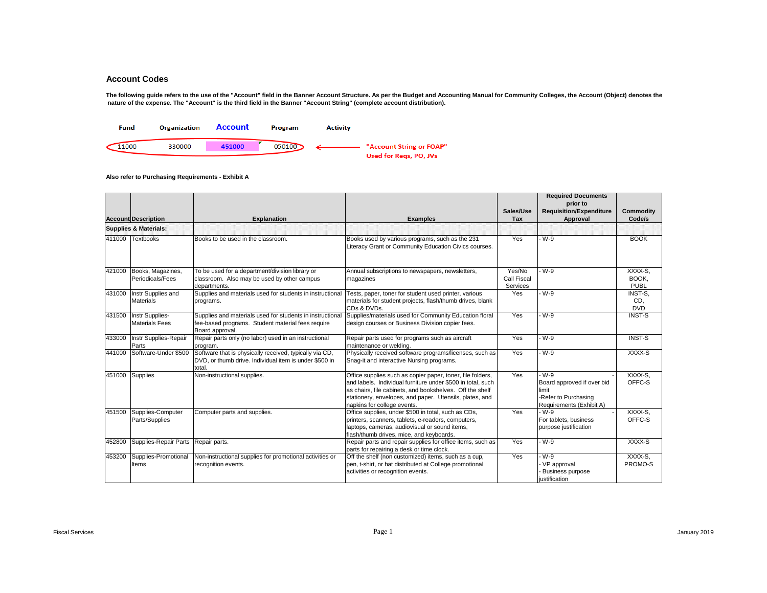## Account Codes

**The following guide refers to the use of the "Account" field in the Banner Account Structure. As per the Budget and Accounting Manual for Community Colleges, the Account (Object) denotes the nature of the expense. The "Account" is the third field in the Banner "Account String" (complete account distribution).**

| Fund | Organization | Account | Program | Activity |
|---|---|---|---|---|
| 11000 | 330000 | 451000 | 050100 | |

"Account String or FOAP" Used for Reqs, PO, JVs

**Also refer to Purchasing Requirements - Exhibit A**

| Account | Description | Explanation | Examples | Sales/Use Tax | Required Documents prior to Requisition/Expenditure Approval | Commodity Code/s |
|---|---|---|---|---|---|---|
| **Supplies & Materials:** | | | | | | |
| 411000 | Textbooks | Books to be used in the classroom. | Books used by various programs, such as the 231 Literacy Grant or Community Education Civics courses. | Yes | - W-9 | BOOK |
| 421000 | Books, Magazines, Periodicals/Fees | To be used for a department/division library or classroom. Also may be used by other campus departments. | Annual subscriptions to newspapers, newsletters, magazines | Yes/No Call Fiscal Services | - W-9 | XXXX-S, BOOK, PUBL |
| 431000 | Instr Supplies and Materials | Supplies and materials used for students in instructional programs. | Tests, paper, toner for student used printer, various materials for student projects, flash/thumb drives, blank CDs & DVDs. | Yes | - W-9 | INST-S, CD, DVD |
| 431500 | Instr Supplies-Materials Fees | Supplies and materials used for students in instructional fee-based programs. Student material fees require Board approval. | Supplies/materials used for Community Education floral design courses or Business Division copier fees. | Yes | - W-9 | INST-S |
| 433000 | Instr Supplies-Repair Parts | Repair parts only (no labor) used in an instructional program. | Repair parts used for programs such as aircraft maintenance or welding. | Yes | - W-9 | INST-S |
| 441000 | Software-Under $500 | Software that is physically received, typically via CD, DVD, or thumb drive. Individual item is under $500 in total. | Physically received software programs/licenses, such as Snag-it and interactive Nursing programs. | Yes | - W-9 | XXXX-S |
| 451000 | Supplies | Non-instructional supplies. | Office supplies such as copier paper, toner, file folders, and labels. Individual furniture under $500 in total, such as chairs, file cabinets, and bookshelves. Off the shelf stationery, envelopes, and paper. Utensils, plates, and napkins for college events. | Yes | - W-9 - Board approved if over bid limit -Refer to Purchasing Requirements (Exhibit A) | XXXX-S, OFFC-S |
| 451500 | Supplies-Computer Parts/Supplies | Computer parts and supplies. | Office supplies, under $500 in total, such as CDs, printers, scanners, tablets, e-readers, computers, laptops, cameras, audiovisual or sound items, flash/thumb drives, mice, and keyboards. | Yes | - W-9 - For tablets, business purpose justification | XXXX-S, OFFC-S |
| 452800 | Supplies-Repair Parts | Repair parts. | Repair parts and repair supplies for office items, such as parts for repairing a desk or time clock. | Yes | - W-9 | XXXX-S |
| 453200 | Supplies-Promotional Items | Non-instructional supplies for promotional activities or recognition events. | Off the shelf (non customized) items, such as a cup, pen, t-shirt, or hat distributed at College promotional activities or recognition events. | Yes | - W-9 - VP approval - Business purpose justification | XXXX-S, PROMO-S |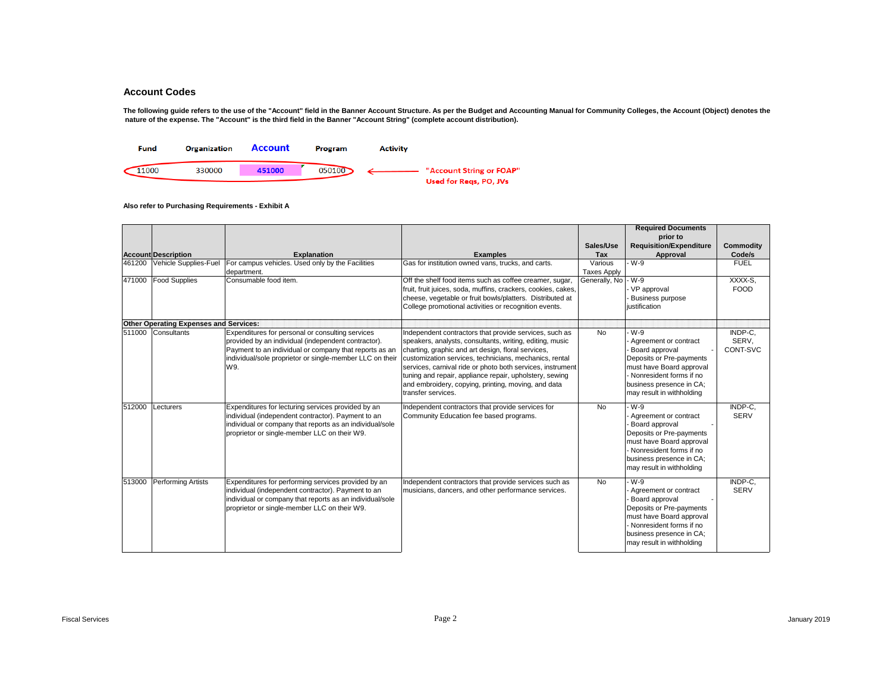## Account Codes

**The following guide refers to the use of the "Account" field in the Banner Account Structure. As per the Budget and Accounting Manual for Community Colleges, the Account (Object) denotes the nature of the expense. The "Account" is the third field in the Banner "Account String" (complete account distribution).**

| Fund | Organization | Account | Program | Activity |
|---|---|---|---|---|
| 11000 | 330000 | 451000 | 050100 | |

**"Account String or FOAP" Used for Reqs, PO, JVs**

**Also refer to Purchasing Requirements - Exhibit A**

| Account | Description | Explanation | Examples | Sales/Use Tax | Required Documents prior to Requisition/Expenditure Approval | Commodity Code/s |
|---|---|---|---|---|---|---|
| 461200 | Vehicle Supplies-Fuel | For campus vehicles. Used only by the Facilities department. | Gas for institution owned vans, trucks, and carts. | Various Taxes Apply | - W-9 | FUEL |
| 471000 | Food Supplies | Consumable food item. | Off the shelf food items such as coffee creamer, sugar, fruit, fruit juices, soda, muffins, crackers, cookies, cakes, cheese, vegetable or fruit bowls/platters. Distributed at College promotional activities or recognition events. | Generally, No | - W-9<br>- VP approval<br>- Business purpose justification | XXXX-S, FOOD |
| **Other Operating Expenses and Services:** | | | | | | |
| 511000 | Consultants | Expenditures for personal or consulting services provided by an individual (independent contractor). Payment to an individual or company that reports as an individual/sole proprietor or single-member LLC on their W9. | Independent contractors that provide services, such as speakers, analysts, consultants, writing, editing, music charting, graphic and art design, floral services, customization services, technicians, mechanics, rental services, carnival ride or photo both services, instrument tuning and repair, appliance repair, upholstery, sewing and embroidery, copying, printing, moving, and data transfer services. | No | - W-9<br>- Agreement or contract<br>- Board approval<br>- Deposits or Pre-payments must have Board approval<br>- Nonresident forms if no business presence in CA; may result in withholding | INDP-C, SERV, CONT-SVC |
| 512000 | Lecturers | Expenditures for lecturing services provided by an individual (independent contractor). Payment to an individual or company that reports as an individual/sole proprietor or single-member LLC on their W9. | Independent contractors that provide services for Community Education fee based programs. | No | - W-9<br>- Agreement or contract<br>- Board approval<br>- Deposits or Pre-payments must have Board approval<br>- Nonresident forms if no business presence in CA; may result in withholding | INDP-C, SERV |
| 513000 | Performing Artists | Expenditures for performing services provided by an individual (independent contractor). Payment to an individual or company that reports as an individual/sole proprietor or single-member LLC on their W9. | Independent contractors that provide services such as musicians, dancers, and other performance services. | No | - W-9<br>- Agreement or contract<br>- Board approval<br>- Deposits or Pre-payments must have Board approval<br>- Nonresident forms if no business presence in CA; may result in withholding | INDP-C, SERV |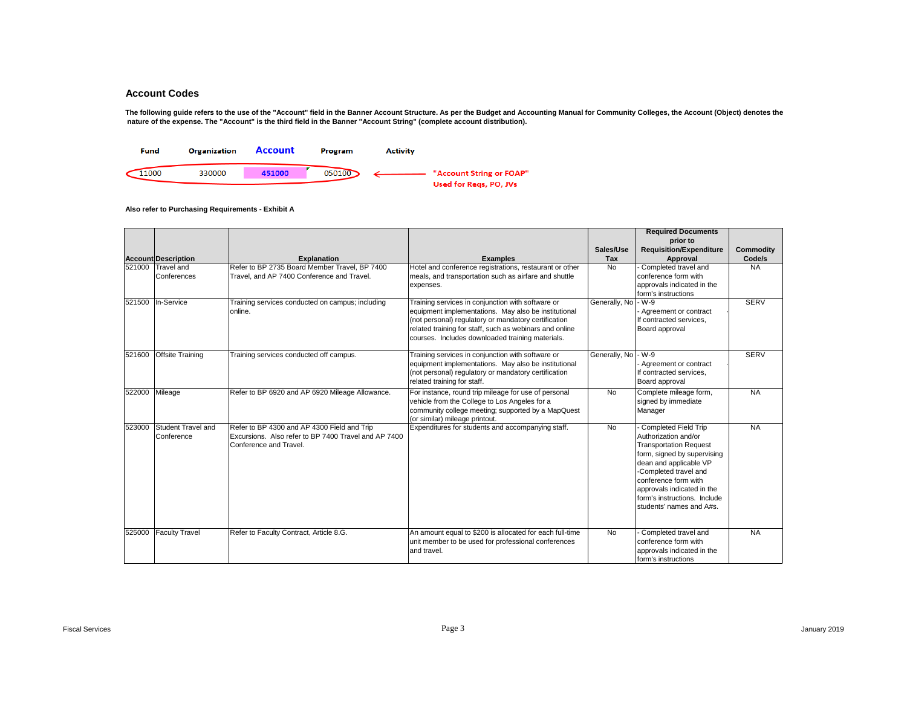## Account Codes

**The following guide refers to the use of the "Account" field in the Banner Account Structure. As per the Budget and Accounting Manual for Community Colleges, the Account (Object) denotes the nature of the expense. The "Account" is the third field in the Banner "Account String" (complete account distribution).**

| Fund | Organization | Account | Program | Activity |
|---|---|---|---|---|
| 11000 | 330000 | 451000 | 050100 | |

"Account String or FOAP"
Used for Reqs, PO, JVs

**Also refer to Purchasing Requirements - Exhibit A**

| Account | Description | Explanation | Examples | Sales/Use Tax | Required Documents prior to Requisition/Expenditure Approval | Commodity Code/s |
|---|---|---|---|---|---|---|
| 521000 | Travel and Conferences | Refer to BP 2735 Board Member Travel, BP 7400 Travel, and AP 7400 Conference and Travel. | Hotel and conference registrations, restaurant or other meals, and transportation such as airfare and shuttle expenses. | No | - Completed travel and conference form with approvals indicated in the form's instructions | NA |
| 521500 | In-Service | Training services conducted on campus; including online. | Training services in conjunction with software or equipment implementations. May also be institutional (not personal) regulatory or mandatory certification related training for staff, such as webinars and online courses. Includes downloaded training materials. | Generally, No | - W-9<br>- Agreement or contract If contracted services, Board approval | SERV |
| 521600 | Offsite Training | Training services conducted off campus. | Training services in conjunction with software or equipment implementations. May also be institutional (not personal) regulatory or mandatory certification related training for staff. | Generally, No | - W-9<br>- Agreement or contract If contracted services, Board approval | SERV |
| 522000 | Mileage | Refer to BP 6920 and AP 6920 Mileage Allowance. | For instance, round trip mileage for use of personal vehicle from the College to Los Angeles for a community college meeting; supported by a MapQuest (or similar) mileage printout. | No | Complete mileage form, signed by immediate Manager | NA |
| 523000 | Student Travel and Conference | Refer to BP 4300 and AP 4300 Field and Trip Excursions. Also refer to BP 7400 Travel and AP 7400 Conference and Travel. | Expenditures for students and accompanying staff. | No | - Completed Field Trip Authorization and/or Transportation Request form, signed by supervising dean and applicable VP<br>-Completed travel and conference form with approvals indicated in the form's instructions. Include students' names and A#s. | NA |
| 525000 | Faculty Travel | Refer to Faculty Contract, Article 8.G. | An amount equal to $200 is allocated for each full-time unit member to be used for professional conferences and travel. | No | - Completed travel and conference form with approvals indicated in the form's instructions | NA |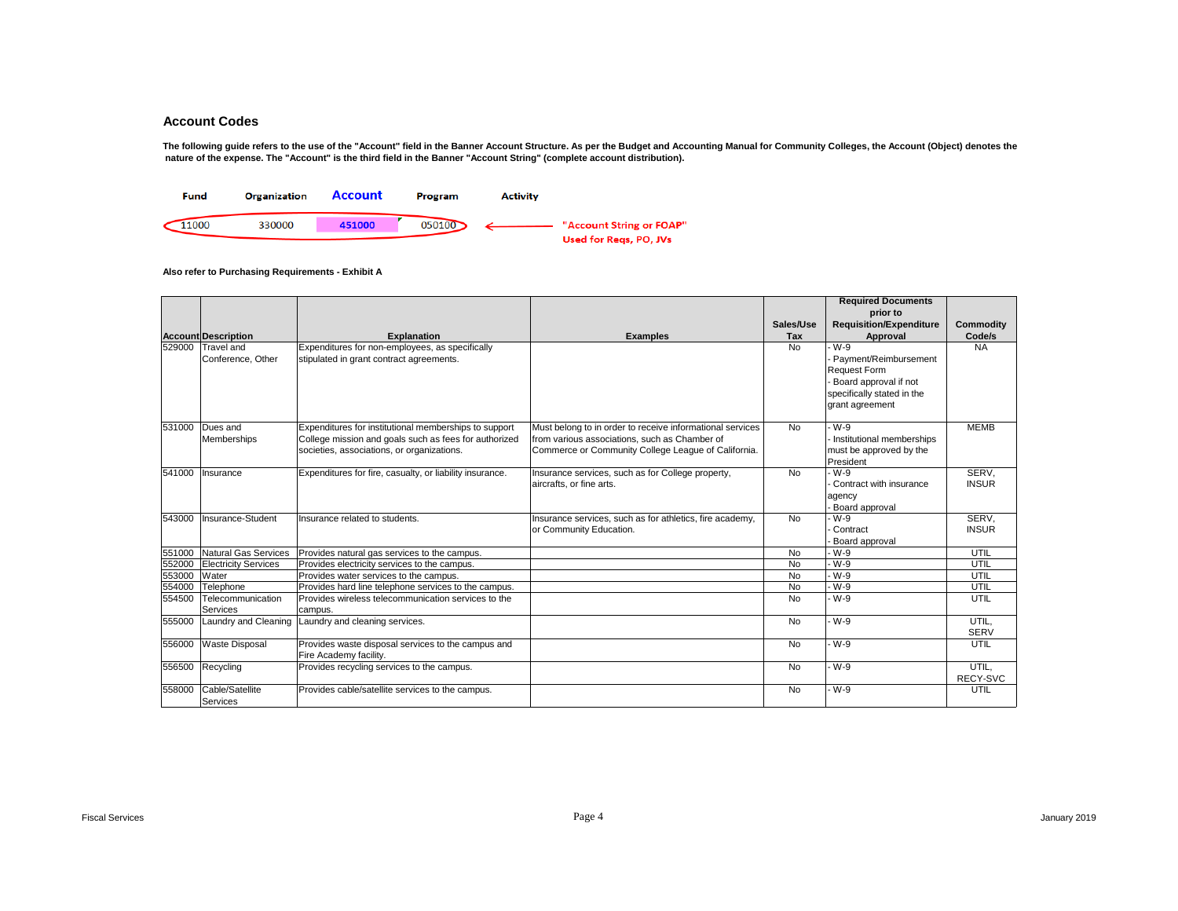## Account Codes

**The following guide refers to the use of the "Account" field in the Banner Account Structure. As per the Budget and Accounting Manual for Community Colleges, the Account (Object) denotes the nature of the expense. The "Account" is the third field in the Banner "Account String" (complete account distribution).**

| Fund | Organization | Account | Program | Activity |
|---|---|---|---|---|
| 11000 | 330000 | 451000 | 050100 | |

"Account String or FOAP"
Used for Reqs, PO, JVs

**Also refer to Purchasing Requirements - Exhibit A**

| Account | Description | Explanation | Examples | Sales/Use Tax | Required Documents prior to Requisition/Expenditure Approval | Commodity Code/s |
|---|---|---|---|---|---|---|
| 529000 | Travel and Conference, Other | Expenditures for non-employees, as specifically stipulated in grant contract agreements. | | No | - W-9<br>- Payment/Reimbursement Request Form<br>- Board approval if not specifically stated in the grant agreement | NA |
| 531000 | Dues and Memberships | Expenditures for institutional memberships to support College mission and goals such as fees for authorized societies, associations, or organizations. | Must belong to in order to receive informational services from various associations, such as Chamber of Commerce or Community College League of California. | No | - W-9<br>- Institutional memberships must be approved by the President | MEMB |
| 541000 | Insurance | Expenditures for fire, casualty, or liability insurance. | Insurance services, such as for College property, aircrafts, or fine arts. | No | - W-9<br>- Contract with insurance agency<br>- Board approval | SERV, INSUR |
| 543000 | Insurance-Student | Insurance related to students. | Insurance services, such as for athletics, fire academy, or Community Education. | No | - W-9<br>- Contract<br>- Board approval | SERV, INSUR |
| 551000 | Natural Gas Services | Provides natural gas services to the campus. | | No | - W-9 | UTIL |
| 552000 | Electricity Services | Provides electricity services to the campus. | | No | - W-9 | UTIL |
| 553000 | Water | Provides water services to the campus. | | No | - W-9 | UTIL |
| 554000 | Telephone | Provides hard line telephone services to the campus. | | No | - W-9 | UTIL |
| 554500 | Telecommunication Services | Provides wireless telecommunication services to the campus. | | No | - W-9 | UTIL |
| 555000 | Laundry and Cleaning | Laundry and cleaning services. | | No | - W-9 | UTIL, SERV |
| 556000 | Waste Disposal | Provides waste disposal services to the campus and Fire Academy facility. | | No | - W-9 | UTIL |
| 556500 | Recycling | Provides recycling services to the campus. | | No | - W-9 | UTIL, RECY-SVC |
| 558000 | Cable/Satellite Services | Provides cable/satellite services to the campus. | | No | - W-9 | UTIL |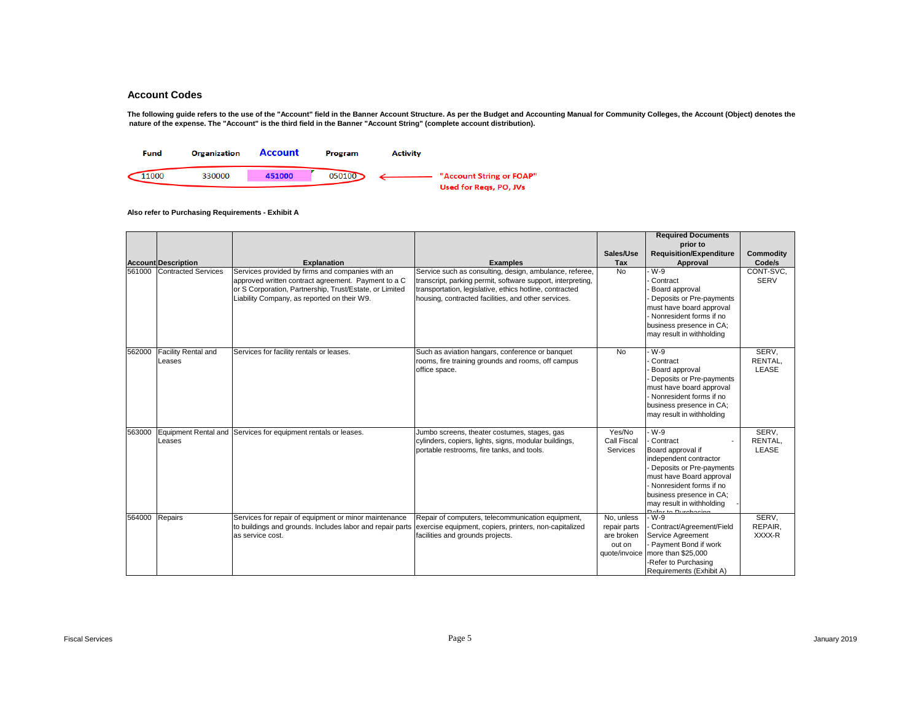## Account Codes

**The following guide refers to the use of the "Account" field in the Banner Account Structure. As per the Budget and Accounting Manual for Community Colleges, the Account (Object) denotes the nature of the expense. The "Account" is the third field in the Banner "Account String" (complete account distribution).**

| Fund | Organization | Account | Program | Activity |
|---|---|---|---|---|
| 11000 | 330000 | 451000 | 050100 | |

"Account String or FOAP" Used for Reqs, PO, JVs

**Also refer to Purchasing Requirements - Exhibit A**

| Account | Description | Explanation | Examples | Sales/Use Tax | Required Documents prior to Requisition/Expenditure Approval | Commodity Code/s |
|---|---|---|---|---|---|---|
| 561000 | Contracted Services | Services provided by firms and companies with an approved written contract agreement. Payment to a C or S Corporation, Partnership, Trust/Estate, or Limited Liability Company, as reported on their W9. | Service such as consulting, design, ambulance, referee, transcript, parking permit, software support, interpreting, transportation, legislative, ethics hotline, contracted housing, contracted facilities, and other services. | No | - W-9<br>- Contract<br>- Board approval<br>- Deposits or Pre-payments must have board approval<br>- Nonresident forms if no business presence in CA; may result in withholding | CONT-SVC, SERV |
| 562000 | Facility Rental and Leases | Services for facility rentals or leases. | Such as aviation hangars, conference or banquet rooms, fire training grounds and rooms, off campus office space. | No | - W-9<br>- Contract<br>- Board approval<br>- Deposits or Pre-payments must have board approval<br>- Nonresident forms if no business presence in CA; may result in withholding | SERV, RENTAL, LEASE |
| 563000 | Equipment Rental and Leases | Services for equipment rentals or leases. | Jumbo screens, theater costumes, stages, gas cylinders, copiers, lights, signs, modular buildings, portable restrooms, fire tanks, and tools. | Yes/No Call Fiscal Services | - W-9<br>- Contract<br>- Board approval if independent contractor<br>- Deposits or Pre-payments must have Board approval<br>- Nonresident forms if no business presence in CA; may result in withholding<br>- Refer to Purchasing | SERV, RENTAL, LEASE |
| 564000 | Repairs | Services for repair of equipment or minor maintenance to buildings and grounds. Includes labor and repair parts as service cost. | Repair of computers, telecommunication equipment, exercise equipment, copiers, printers, non-capitalized facilities and grounds projects. | No, unless repair parts are broken out on quote/invoice | - W-9<br>- Contract/Agreement/Field Service Agreement<br>- Payment Bond if work more than $25,000<br>-Refer to Purchasing Requirements (Exhibit A) | SERV, REPAIR, XXXX-R |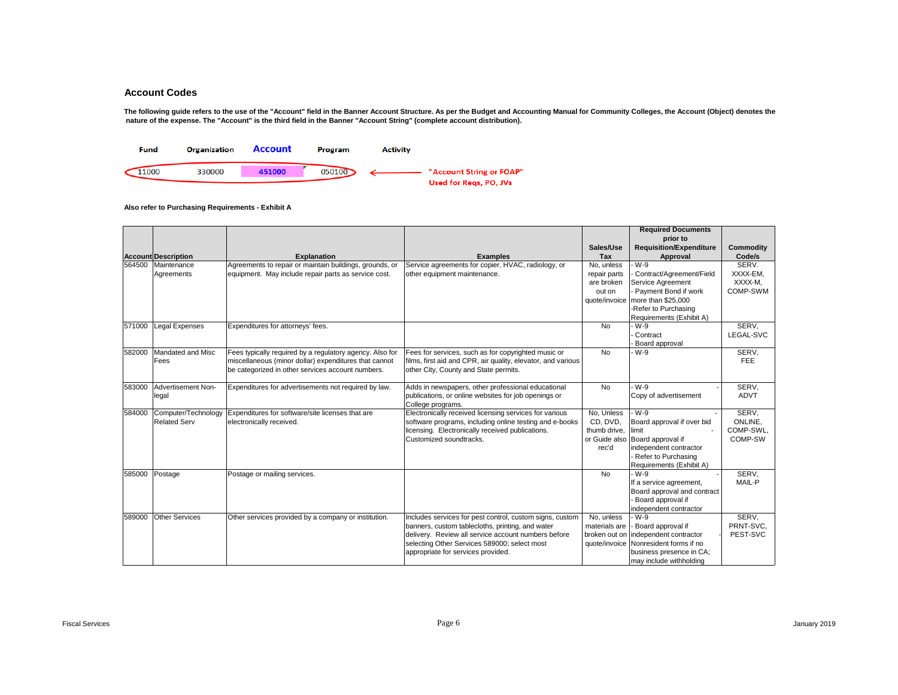## Account Codes

**The following guide refers to the use of the "Account" field in the Banner Account Structure. As per the Budget and Accounting Manual for Community Colleges, the Account (Object) denotes the nature of the expense. The "Account" is the third field in the Banner "Account String" (complete account distribution).**

| Fund | Organization | Account | Program | Activity |
|---|---|---|---|---|
| 11000 | 330000 | 451000 | 050100 | |

"Account String or FOAP" Used for Reqs, PO, JVs

**Also refer to Purchasing Requirements - Exhibit A**

| Account | Description | Explanation | Examples | Sales/Use Tax | Required Documents prior to Requisition/Expenditure Approval | Commodity Code/s |
|---|---|---|---|---|---|---|
| 564500 | Maintenance Agreements | Agreements to repair or maintain buildings, grounds, or equipment. May include repair parts as service cost. | Service agreements for copier, HVAC, radiology, or other equipment maintenance. | No, unless repair parts are broken out on quote/invoice | - W-9<br>- Contract/Agreement/Field Service Agreement<br>- Payment Bond if work more than $25,000<br>-Refer to Purchasing Requirements (Exhibit A) | SERV. XXXX-EM, XXXX-M, COMP-SWM |
| 571000 | Legal Expenses | Expenditures for attorneys' fees. | | No | - W-9<br>- Contract<br>- Board approval | SERV, LEGAL-SVC |
| 582000 | Mandated and Misc Fees | Fees typically required by a regulatory agency. Also for miscellaneous (minor dollar) expenditures that cannot be categorized in other services account numbers. | Fees for services, such as for copyrighted music or films, first aid and CPR, air quality, elevator, and various other City, County and State permits. | No | - W-9 | SERV, FEE |
| 583000 | Advertisement Non-legal | Expenditures for advertisements not required by law. | Adds in newspapers, other professional educational publications, or online websites for job openings or College programs. | No | - W-9<br>- Copy of advertisement | SERV, ADVT |
| 584000 | Computer/Technology Related Serv | Expenditures for software/site licenses that are electronically received. | Electronically received licensing services for various software programs, including online testing and e-books licensing. Electronically received publications. Customized soundtracks. | No, Unless CD, DVD, thumb drive, or Guide also rec'd | - W-9<br>- Board approval if over bid limit<br>- Board approval if independent contractor<br>- Refer to Purchasing Requirements (Exhibit A) | SERV, ONLINE, COMP-SWL, COMP-SW |
| 585000 | Postage | Postage or mailing services. | | No | - W-9<br>- If a service agreement, Board approval and contract<br>- Board approval if independent contractor | SERV, MAIL-P |
| 589000 | Other Services | Other services provided by a company or institution. | Includes services for pest control, custom signs, custom banners, custom tablecloths, printing, and water delivery. Review all service account numbers before selecting Other Services 589000; select most appropriate for services provided. | No, unless materials are broken out on quote/invoice | - W-9<br>- Board approval if independent contractor<br>- Nonresident forms if no business presence in CA; may include withholding | SERV, PRNT-SVC, PEST-SVC |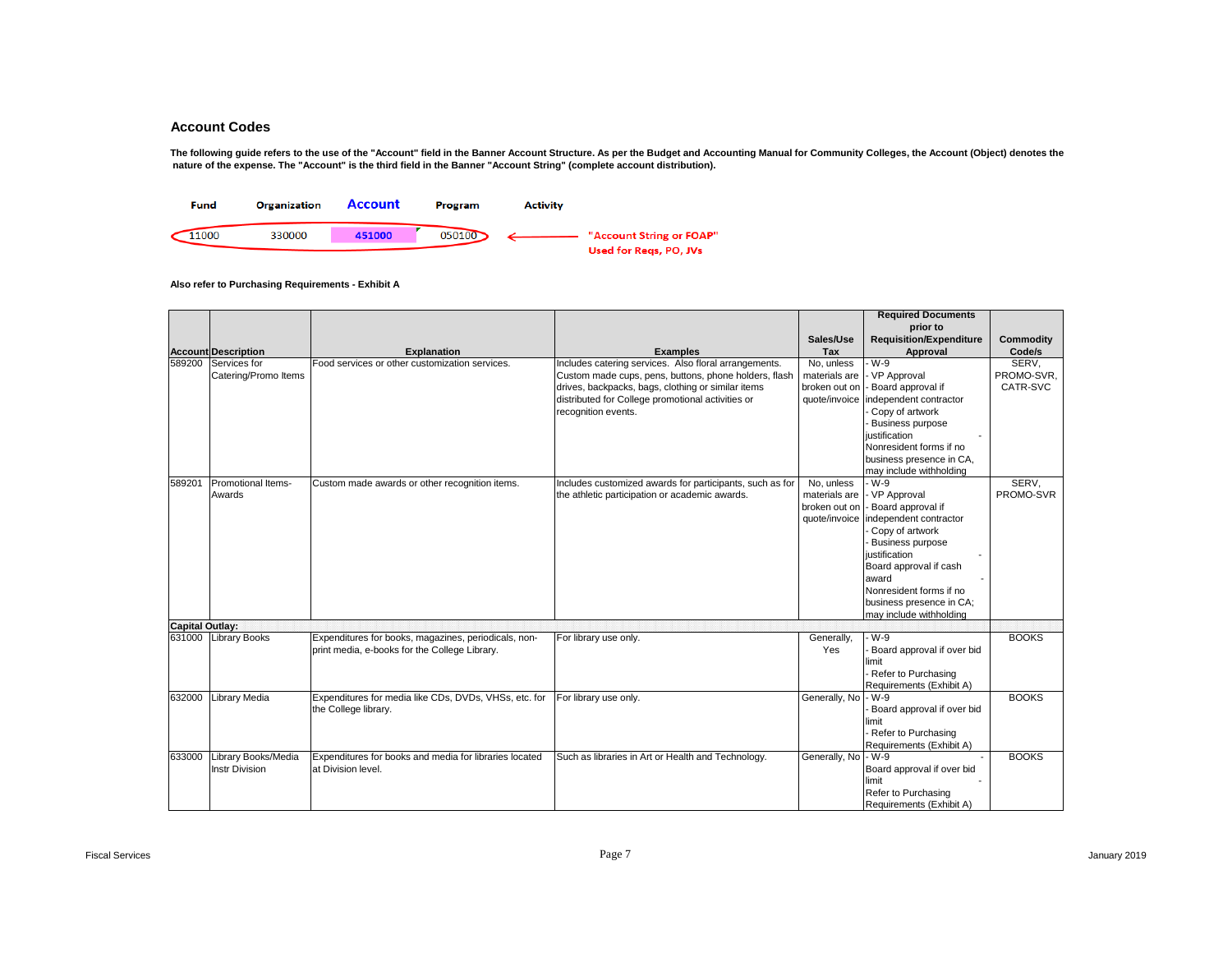## Account Codes

**The following guide refers to the use of the "Account" field in the Banner Account Structure. As per the Budget and Accounting Manual for Community Colleges, the Account (Object) denotes the nature of the expense. The "Account" is the third field in the Banner "Account String" (complete account distribution).**

| Fund | Organization | Account | Program | Activity |
|---|---|---|---|---|
| 11000 | 330000 | 451000 | 050100 | |

"Account String or FOAP" Used for Reqs, PO, JVs

**Also refer to Purchasing Requirements - Exhibit A**

| Account | Description | Explanation | Examples | Sales/Use Tax | Required Documents prior to Requisition/Expenditure Approval | Commodity Code/s |
|---|---|---|---|---|---|---|
| 589200 | Services for Catering/Promo Items | Food services or other customization services. | Includes catering services. Also floral arrangements. Custom made cups, pens, buttons, phone holders, flash drives, backpacks, bags, clothing or similar items distributed for College promotional activities or recognition events. | No, unless materials are broken out on quote/invoice | - W-9<br>- VP Approval<br>- Board approval if independent contractor<br>- Copy of artwork<br>- Business purpose justification<br>- Nonresident forms if no business presence in CA, may include withholding | SERV, PROMO-SVR, CATR-SVC |
| 589201 | Promotional Items- Awards | Custom made awards or other recognition items. | Includes customized awards for participants, such as for the athletic participation or academic awards. | No, unless materials are broken out on quote/invoice | - W-9<br>- VP Approval<br>- Board approval if independent contractor<br>- Copy of artwork<br>- Business purpose justification<br>- Board approval if cash award<br>- Nonresident forms if no business presence in CA; may include withholding | SERV, PROMO-SVR |
| **Capital Outlay:** | | | | | | |
| 631000 | Library Books | Expenditures for books, magazines, periodicals, non-print media, e-books for the College Library. | For library use only. | Generally, Yes | - W-9<br>- Board approval if over bid limit<br>- Refer to Purchasing Requirements (Exhibit A) | BOOKS |
| 632000 | Library Media | Expenditures for media like CDs, DVDs, VHSs, etc. for the College library. | For library use only. | Generally, No | - W-9<br>- Board approval if over bid limit<br>- Refer to Purchasing Requirements (Exhibit A) | BOOKS |
| 633000 | Library Books/Media Instr Division | Expenditures for books and media for libraries located at Division level. | Such as libraries in Art or Health and Technology. | Generally, No | - W-9<br>- Board approval if over bid limit<br>- Refer to Purchasing Requirements (Exhibit A) | BOOKS |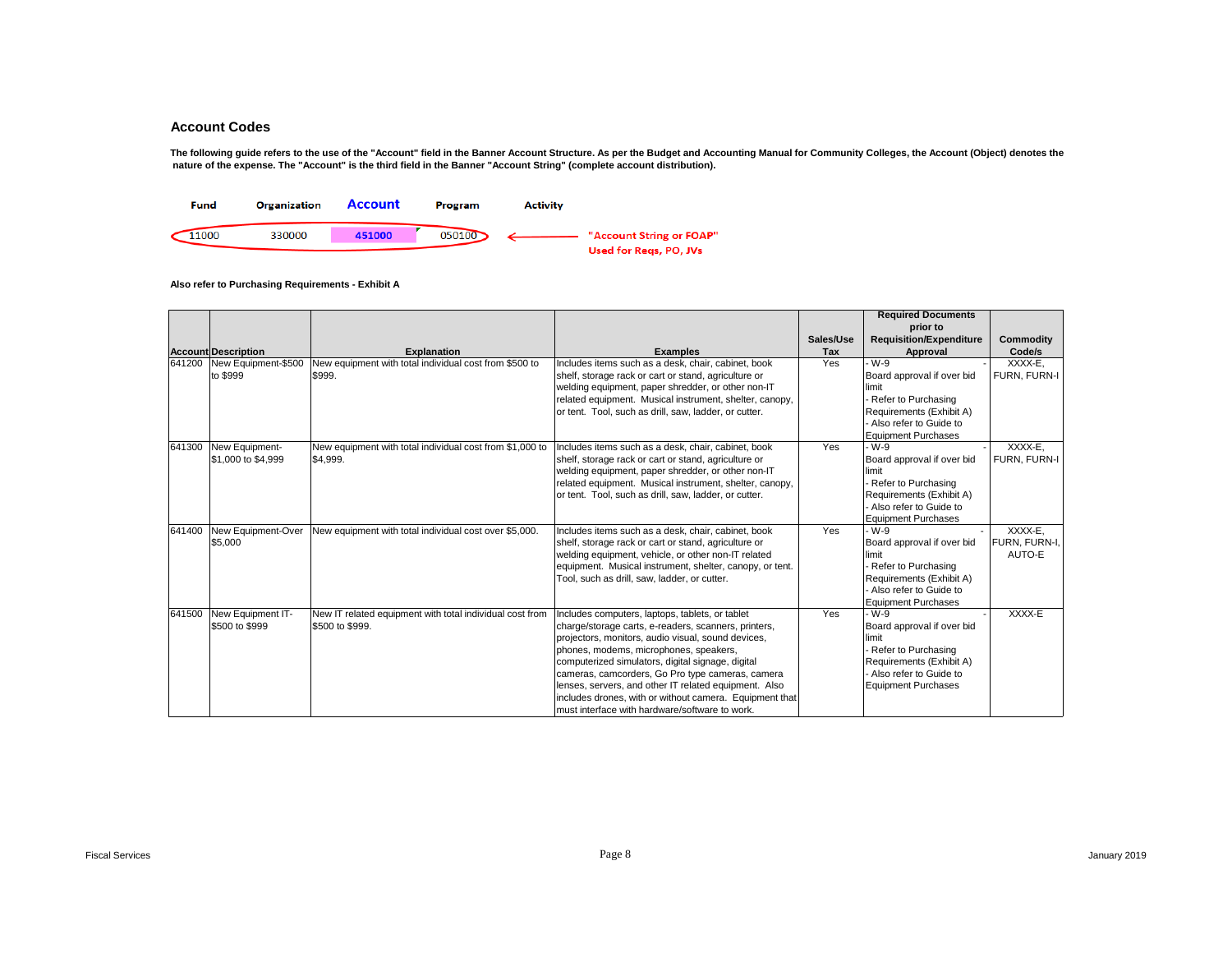## Account Codes

**The following guide refers to the use of the "Account" field in the Banner Account Structure. As per the Budget and Accounting Manual for Community Colleges, the Account (Object) denotes the nature of the expense. The "Account" is the third field in the Banner "Account String" (complete account distribution).**

| Fund | Organization | Account | Program | Activity |
|---|---|---|---|---|
| 11000 | 330000 | 451000 | 050100 | |

"Account String or FOAP"
Used for Reqs, PO, JVs

**Also refer to Purchasing Requirements - Exhibit A**

| Account | Description | Explanation | Examples | Sales/Use Tax | Required Documents prior to Requisition/Expenditure Approval | Commodity Code/s |
|---|---|---|---|---|---|---|
| 641200 | New Equipment-$500 to $999 | New equipment with total individual cost from $500 to $999. | Includes items such as a desk, chair, cabinet, book shelf, storage rack or cart or stand, agriculture or welding equipment, paper shredder, or other non-IT related equipment. Musical instrument, shelter, canopy, or tent. Tool, such as drill, saw, ladder, or cutter. | Yes | - W-9<br>- Board approval if over bid limit<br>- Refer to Purchasing Requirements (Exhibit A)<br>- Also refer to Guide to Equipment Purchases | XXXX-E, FURN, FURN-I |
| 641300 | New Equipment-$1,000 to $4,999 | New equipment with total individual cost from $1,000 to $4,999. | Includes items such as a desk, chair, cabinet, book shelf, storage rack or cart or stand, agriculture or welding equipment, paper shredder, or other non-IT related equipment. Musical instrument, shelter, canopy, or tent. Tool, such as drill, saw, ladder, or cutter. | Yes | - W-9<br>- Board approval if over bid limit<br>- Refer to Purchasing Requirements (Exhibit A)<br>- Also refer to Guide to Equipment Purchases | XXXX-E, FURN, FURN-I |
| 641400 | New Equipment-Over $5,000 | New equipment with total individual cost over $5,000. | Includes items such as a desk, chair, cabinet, book shelf, storage rack or cart or stand, agriculture or welding equipment, vehicle, or other non-IT related equipment. Musical instrument, shelter, canopy, or tent. Tool, such as drill, saw, ladder, or cutter. | Yes | - W-9<br>- Board approval if over bid limit<br>- Refer to Purchasing Requirements (Exhibit A)<br>- Also refer to Guide to Equipment Purchases | XXXX-E, FURN, FURN-I, AUTO-E |
| 641500 | New Equipment IT-$500 to $999 | New IT related equipment with total individual cost from $500 to $999. | Includes computers, laptops, tablets, or tablet charge/storage carts, e-readers, scanners, printers, projectors, monitors, audio visual, sound devices, phones, modems, microphones, speakers, computerized simulators, digital signage, digital cameras, camcorders, Go Pro type cameras, camera lenses, servers, and other IT related equipment. Also includes drones, with or without camera. Equipment that must interface with hardware/software to work. | Yes | - W-9<br>- Board approval if over bid limit<br>- Refer to Purchasing Requirements (Exhibit A)<br>- Also refer to Guide to Equipment Purchases | XXXX-E |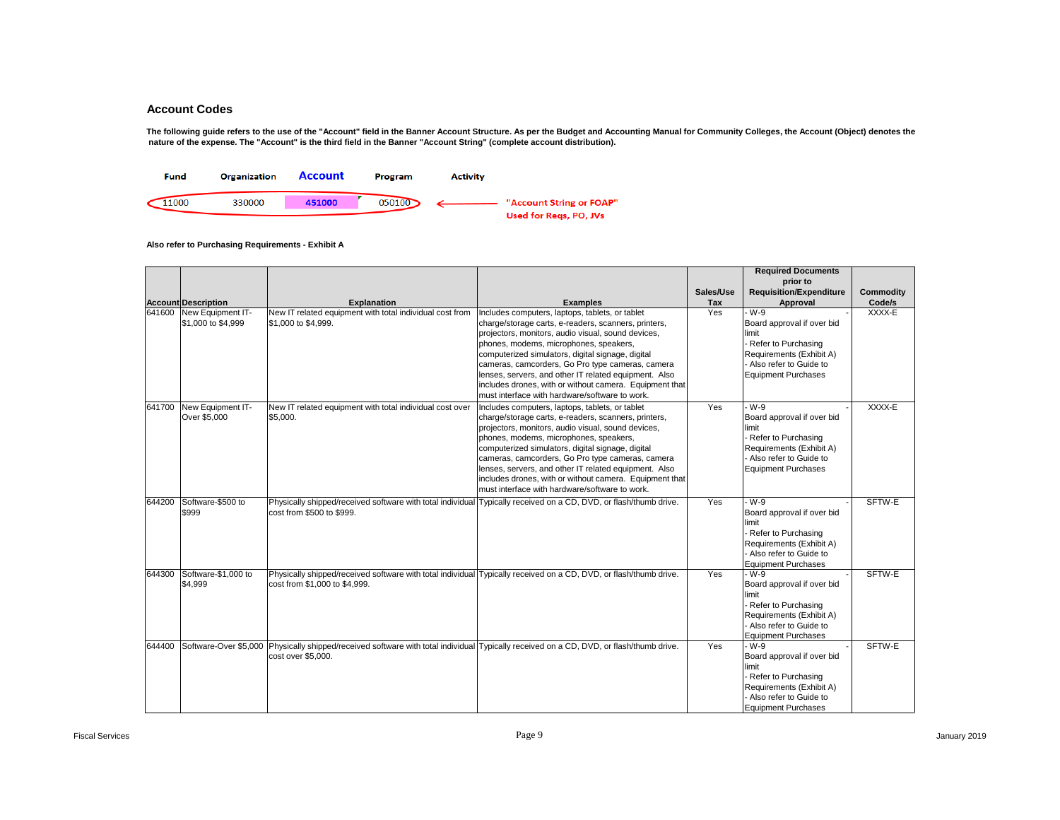## Account Codes

**The following guide refers to the use of the "Account" field in the Banner Account Structure. As per the Budget and Accounting Manual for Community Colleges, the Account (Object) denotes the nature of the expense. The "Account" is the third field in the Banner "Account String" (complete account distribution).**

| Fund | Organization | Account | Program | Activity |
|---|---|---|---|---|
| 11000 | 330000 | 451000 | 050100 | |

"Account String or FOAP"
Used for Reqs, PO, JVs

**Also refer to Purchasing Requirements - Exhibit A**

| Account | Description | Explanation | Examples | Sales/Use Tax | Required Documents prior to Requisition/Expenditure Approval | Commodity Code/s |
|---|---|---|---|---|---|---|
| 641600 | New Equipment IT- $1,000 to $4,999 | New IT related equipment with total individual cost from $1,000 to $4,999. | Includes computers, laptops, tablets, or tablet charge/storage carts, e-readers, scanners, printers, projectors, monitors, audio visual, sound devices, phones, modems, microphones, speakers, computerized simulators, digital signage, digital cameras, camcorders, Go Pro type cameras, camera lenses, servers, and other IT related equipment. Also includes drones, with or without camera. Equipment that must interface with hardware/software to work. | Yes | - W-9 - Board approval if over bid limit - Refer to Purchasing Requirements (Exhibit A) - Also refer to Guide to Equipment Purchases | XXXX-E |
| 641700 | New Equipment IT- Over $5,000 | New IT related equipment with total individual cost over $5,000. | Includes computers, laptops, tablets, or tablet charge/storage carts, e-readers, scanners, printers, projectors, monitors, audio visual, sound devices, phones, modems, microphones, speakers, computerized simulators, digital signage, digital cameras, camcorders, Go Pro type cameras, camera lenses, servers, and other IT related equipment. Also includes drones, with or without camera. Equipment that must interface with hardware/software to work. | Yes | - W-9 - Board approval if over bid limit - Refer to Purchasing Requirements (Exhibit A) - Also refer to Guide to Equipment Purchases | XXXX-E |
| 644200 | Software-$500 to $999 | Physically shipped/received software with total individual cost from $500 to $999. | Typically received on a CD, DVD, or flash/thumb drive. | Yes | - W-9 - Board approval if over bid limit - Refer to Purchasing Requirements (Exhibit A) - Also refer to Guide to Equipment Purchases | SFTW-E |
| 644300 | Software-$1,000 to $4,999 | Physically shipped/received software with total individual cost from $1,000 to $4,999. | Typically received on a CD, DVD, or flash/thumb drive. | Yes | - W-9 - Board approval if over bid limit - Refer to Purchasing Requirements (Exhibit A) - Also refer to Guide to Equipment Purchases | SFTW-E |
| 644400 | Software-Over $5,000 | Physically shipped/received software with total individual cost over $5,000. | Typically received on a CD, DVD, or flash/thumb drive. | Yes | - W-9 - Board approval if over bid limit - Refer to Purchasing Requirements (Exhibit A) - Also refer to Guide to Equipment Purchases | SFTW-E |